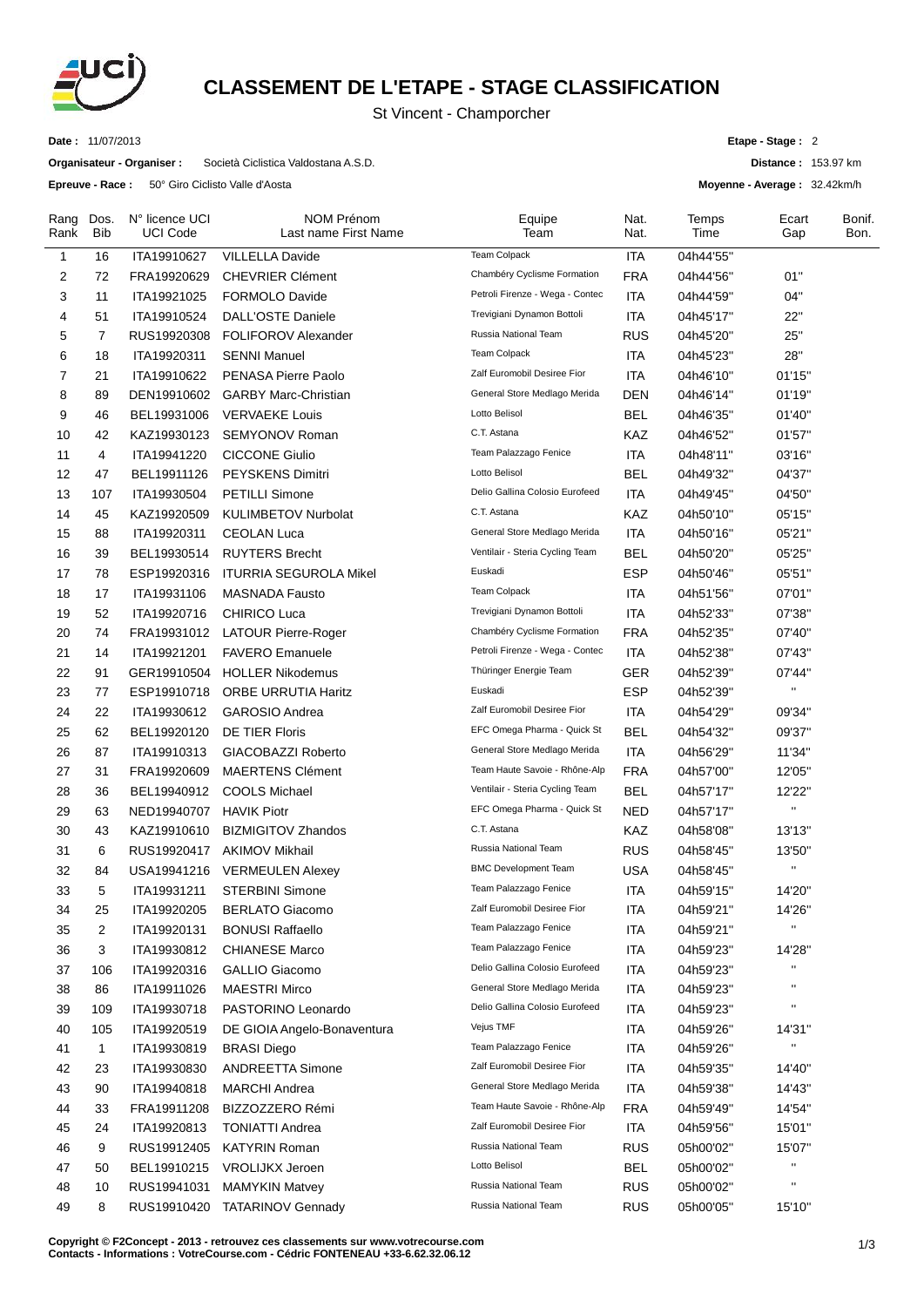# CLASSEMENT DE L'ETAPE - STAGE CLASSIFICATION

St Vincent - Champorcher

**Date :** 11/07/2013

**Organisateur - Organiser :** Società Ciclistica Valdostana A.S.D.

**Epreuve - Race :** 50° Giro Ciclisto Valle d'Aosta

**Etape - Stage :** 2

**Distance :** 153.97 km

**Moyenne - Average :** 32.42km/h

| Rang Rank | Dos. Bib | N° licence UCI UCI Code | NOM Prénom Last name First Name | Equipe Team | Nat. Nat. | Temps Time | Ecart Gap | Bonif. Bon. |
|---|---|---|---|---|---|---|---|---|
| 1 | 16 | ITA19910627 | VILLELLA Davide | Team Colpack | ITA | 04h44'55'' | | |
| 2 | 72 | FRA19920629 | CHEVRIER Clément | Chambéry Cyclisme Formation | FRA | 04h44'56'' | 01'' | |
| 3 | 11 | ITA19921025 | FORMOLO Davide | Petroli Firenze - Wega - Contec | ITA | 04h44'59'' | 04'' | |
| 4 | 51 | ITA19910524 | DALL'OSTE Daniele | Trevigiani Dynamon Bottoli | ITA | 04h45'17'' | 22'' | |
| 5 | 7 | RUS19920308 | FOLIFOROV Alexander | Russia National Team | RUS | 04h45'20'' | 25'' | |
| 6 | 18 | ITA19920311 | SENNI Manuel | Team Colpack | ITA | 04h45'23'' | 28'' | |
| 7 | 21 | ITA19910622 | PENASA Pierre Paolo | Zalf Euromobil Desiree Fior | ITA | 04h46'10'' | 01'15'' | |
| 8 | 89 | DEN19910602 | GARBY Marc-Christian | General Store Medlago Merida | DEN | 04h46'14'' | 01'19'' | |
| 9 | 46 | BEL19931006 | VERVAEKE Louis | Lotto Belisol | BEL | 04h46'35'' | 01'40'' | |
| 10 | 42 | KAZ19930123 | SEMYONOV Roman | C.T. Astana | KAZ | 04h46'52'' | 01'57'' | |
| 11 | 4 | ITA19941220 | CICCONE Giulio | Team Palazzago Fenice | ITA | 04h48'11'' | 03'16'' | |
| 12 | 47 | BEL19911126 | PEYSKENS Dimitri | Lotto Belisol | BEL | 04h49'32'' | 04'37'' | |
| 13 | 107 | ITA19930504 | PETILLI Simone | Delio Gallina Colosio Eurofeed | ITA | 04h49'45'' | 04'50'' | |
| 14 | 45 | KAZ19920509 | KULIMBETOV Nurbolat | C.T. Astana | KAZ | 04h50'10'' | 05'15'' | |
| 15 | 88 | ITA19920311 | CEOLAN Luca | General Store Medlago Merida | ITA | 04h50'16'' | 05'21'' | |
| 16 | 39 | BEL19930514 | RUYTERS Brecht | Ventilair - Steria Cycling Team | BEL | 04h50'20'' | 05'25'' | |
| 17 | 78 | ESP19920316 | ITURRIA SEGUROLA Mikel | Euskadi | ESP | 04h50'46'' | 05'51'' | |
| 18 | 17 | ITA19931106 | MASNADA Fausto | Team Colpack | ITA | 04h51'56'' | 07'01'' | |
| 19 | 52 | ITA19920716 | CHIRICO Luca | Trevigiani Dynamon Bottoli | ITA | 04h52'33'' | 07'38'' | |
| 20 | 74 | FRA19931012 | LATOUR Pierre-Roger | Chambéry Cyclisme Formation | FRA | 04h52'35'' | 07'40'' | |
| 21 | 14 | ITA19921201 | FAVERO Emanuele | Petroli Firenze - Wega - Contec | ITA | 04h52'38'' | 07'43'' | |
| 22 | 91 | GER19910504 | HOLLER Nikodemus | Thüringer Energie Team | GER | 04h52'39'' | 07'44'' | |
| 23 | 77 | ESP19910718 | ORBE URRUTIA Haritz | Euskadi | ESP | 04h52'39'' | '' | |
| 24 | 22 | ITA19930612 | GAROSIO Andrea | Zalf Euromobil Desiree Fior | ITA | 04h54'29'' | 09'34'' | |
| 25 | 62 | BEL19920120 | DE TIER Floris | EFC Omega Pharma - Quick St | BEL | 04h54'32'' | 09'37'' | |
| 26 | 87 | ITA19910313 | GIACOBAZZI Roberto | General Store Medlago Merida | ITA | 04h56'29'' | 11'34'' | |
| 27 | 31 | FRA19920609 | MAERTENS Clément | Team Haute Savoie - Rhône-Alp | FRA | 04h57'00'' | 12'05'' | |
| 28 | 36 | BEL19940912 | COOLS Michael | Ventilair - Steria Cycling Team | BEL | 04h57'17'' | 12'22'' | |
| 29 | 63 | NED19940707 | HAVIK Piotr | EFC Omega Pharma - Quick St | NED | 04h57'17'' | '' | |
| 30 | 43 | KAZ19910610 | BIZMIGITOV Zhandos | C.T. Astana | KAZ | 04h58'08'' | 13'13'' | |
| 31 | 6 | RUS19920417 | AKIMOV Mikhail | Russia National Team | RUS | 04h58'45'' | 13'50'' | |
| 32 | 84 | USA19941216 | VERMEULEN Alexey | BMC Development Team | USA | 04h58'45'' | '' | |
| 33 | 5 | ITA19931211 | STERBINI Simone | Team Palazzago Fenice | ITA | 04h59'15'' | 14'20'' | |
| 34 | 25 | ITA19920205 | BERLATO Giacomo | Zalf Euromobil Desiree Fior | ITA | 04h59'21'' | 14'26'' | |
| 35 | 2 | ITA19920131 | BONUSI Raffaello | Team Palazzago Fenice | ITA | 04h59'21'' | '' | |
| 36 | 3 | ITA19930812 | CHIANESE Marco | Team Palazzago Fenice | ITA | 04h59'23'' | 14'28'' | |
| 37 | 106 | ITA19920316 | GALLIO Giacomo | Delio Gallina Colosio Eurofeed | ITA | 04h59'23'' | '' | |
| 38 | 86 | ITA19911026 | MAESTRI Mirco | General Store Medlago Merida | ITA | 04h59'23'' | '' | |
| 39 | 109 | ITA19930718 | PASTORINO Leonardo | Delio Gallina Colosio Eurofeed | ITA | 04h59'23'' | '' | |
| 40 | 105 | ITA19920519 | DE GIOIA Angelo-Bonaventura | Vejus TMF | ITA | 04h59'26'' | 14'31'' | |
| 41 | 1 | ITA19930819 | BRASI Diego | Team Palazzago Fenice | ITA | 04h59'26'' | '' | |
| 42 | 23 | ITA19930830 | ANDREETTA Simone | Zalf Euromobil Desiree Fior | ITA | 04h59'35'' | 14'40'' | |
| 43 | 90 | ITA19940818 | MARCHI Andrea | General Store Medlago Merida | ITA | 04h59'38'' | 14'43'' | |
| 44 | 33 | FRA19911208 | BIZZOZZERO Rémi | Team Haute Savoie - Rhône-Alp | FRA | 04h59'49'' | 14'54'' | |
| 45 | 24 | ITA19920813 | TONIATTI Andrea | Zalf Euromobil Desiree Fior | ITA | 04h59'56'' | 15'01'' | |
| 46 | 9 | RUS19912405 | KATYRIN Roman | Russia National Team | RUS | 05h00'02'' | 15'07'' | |
| 47 | 50 | BEL19910215 | VROLIJKX Jeroen | Lotto Belisol | BEL | 05h00'02'' | '' | |
| 48 | 10 | RUS19941031 | MAMYKIN Matvey | Russia National Team | RUS | 05h00'02'' | '' | |
| 49 | 8 | RUS19910420 | TATARINOV Gennady | Russia National Team | RUS | 05h00'05'' | 15'10'' | |

**Copyright © F2Concept - 2013 - retrouvez ces classements sur www.votrecourse.com**
**Contacts - Informations : VotreCourse.com - Cédric FONTENEAU +33-6.62.32.06.12**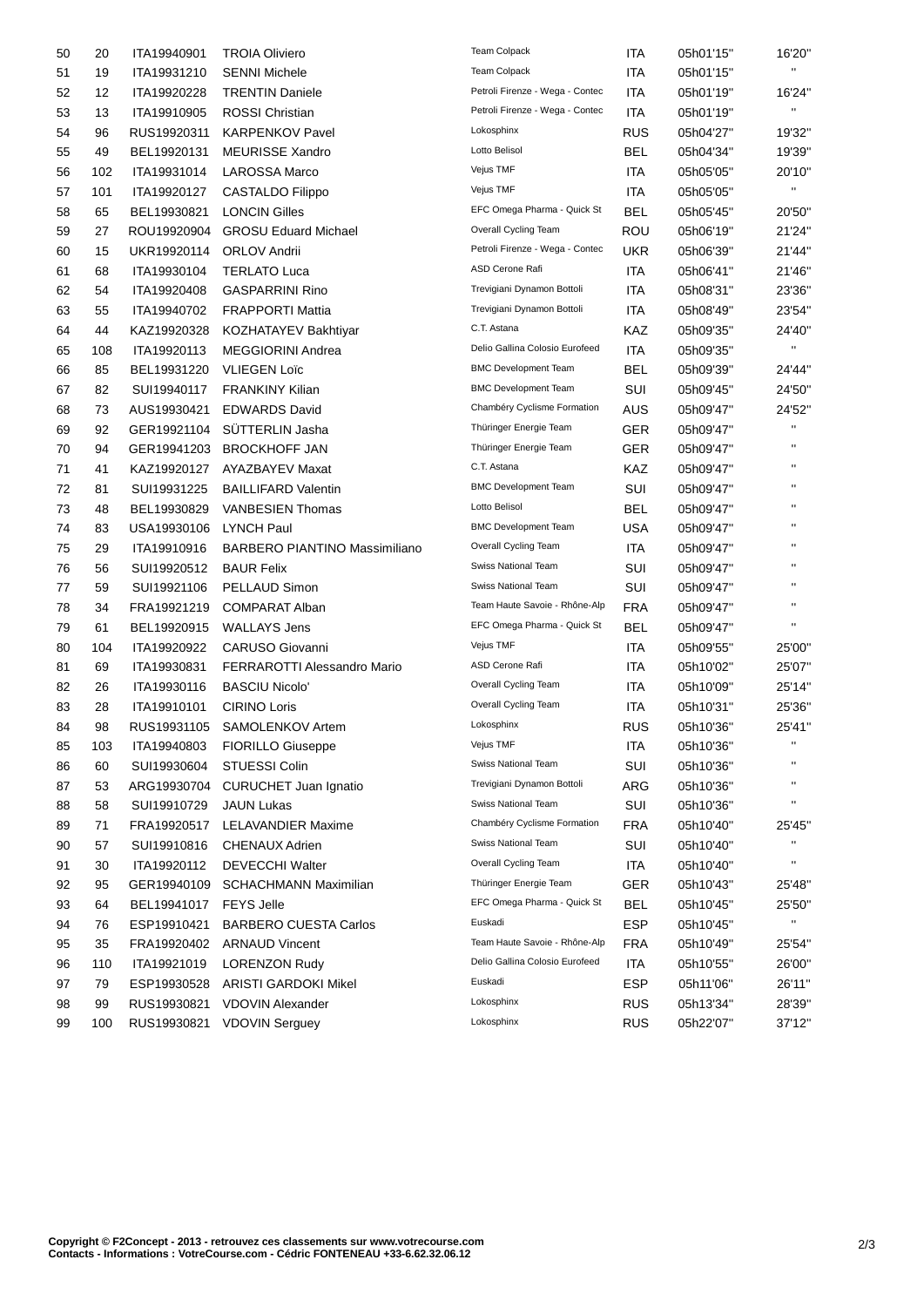| | | | | | | | |
|---|---|---|---|---|---|---|---|
| 50 | 20 | ITA19940901 | TROIA Oliviero | Team Colpack | ITA | 05h01'15'' | 16'20'' |
| 51 | 19 | ITA19931210 | SENNI Michele | Team Colpack | ITA | 05h01'15'' | '' |
| 52 | 12 | ITA19920228 | TRENTIN Daniele | Petroli Firenze - Wega - Contec | ITA | 05h01'19'' | 16'24'' |
| 53 | 13 | ITA19910905 | ROSSI Christian | Petroli Firenze - Wega - Contec | ITA | 05h01'19'' | '' |
| 54 | 96 | RUS19920311 | KARPENKOV Pavel | Lokosphinx | RUS | 05h04'27'' | 19'32'' |
| 55 | 49 | BEL19920131 | MEURISSE Xandro | Lotto Belisol | BEL | 05h04'34'' | 19'39'' |
| 56 | 102 | ITA19931014 | LAROSSA Marco | Vejus TMF | ITA | 05h05'05'' | 20'10'' |
| 57 | 101 | ITA19920127 | CASTALDO Filippo | Vejus TMF | ITA | 05h05'05'' | '' |
| 58 | 65 | BEL19930821 | LONCIN Gilles | EFC Omega Pharma - Quick St | BEL | 05h05'45'' | 20'50'' |
| 59 | 27 | ROU19920904 | GROSU Eduard Michael | Overall Cycling Team | ROU | 05h06'19'' | 21'24'' |
| 60 | 15 | UKR19920114 | ORLOV Andrii | Petroli Firenze - Wega - Contec | UKR | 05h06'39'' | 21'44'' |
| 61 | 68 | ITA19930104 | TERLATO Luca | ASD Cerone Rafi | ITA | 05h06'41'' | 21'46'' |
| 62 | 54 | ITA19920408 | GASPARRINI Rino | Trevigiani Dynamon Bottoli | ITA | 05h08'31'' | 23'36'' |
| 63 | 55 | ITA19940702 | FRAPPORTI Mattia | Trevigiani Dynamon Bottoli | ITA | 05h08'49'' | 23'54'' |
| 64 | 44 | KAZ19920328 | KOZHATAYEV Bakhtiyar | C.T. Astana | KAZ | 05h09'35'' | 24'40'' |
| 65 | 108 | ITA19920113 | MEGGIORINI Andrea | Delio Gallina Colosio Eurofeed | ITA | 05h09'35'' | '' |
| 66 | 85 | BEL19931220 | VLIEGEN Loïc | BMC Development Team | BEL | 05h09'39'' | 24'44'' |
| 67 | 82 | SUI19940117 | FRANKINY Kilian | BMC Development Team | SUI | 05h09'45'' | 24'50'' |
| 68 | 73 | AUS19930421 | EDWARDS David | Chambéry Cyclisme Formation | AUS | 05h09'47'' | 24'52'' |
| 69 | 92 | GER19921104 | SÜTTERLIN Jasha | Thüringer Energie Team | GER | 05h09'47'' | '' |
| 70 | 94 | GER19941203 | BROCKHOFF JAN | Thüringer Energie Team | GER | 05h09'47'' | '' |
| 71 | 41 | KAZ19920127 | AYAZBAYEV Maxat | C.T. Astana | KAZ | 05h09'47'' | '' |
| 72 | 81 | SUI19931225 | BAILLIFARD Valentin | BMC Development Team | SUI | 05h09'47'' | '' |
| 73 | 48 | BEL19930829 | VANBESIEN Thomas | Lotto Belisol | BEL | 05h09'47'' | '' |
| 74 | 83 | USA19930106 | LYNCH Paul | BMC Development Team | USA | 05h09'47'' | '' |
| 75 | 29 | ITA19910916 | BARBERO PIANTINO Massimiliano | Overall Cycling Team | ITA | 05h09'47'' | '' |
| 76 | 56 | SUI19920512 | BAUR Felix | Swiss National Team | SUI | 05h09'47'' | '' |
| 77 | 59 | SUI19921106 | PELLAUD Simon | Swiss National Team | SUI | 05h09'47'' | '' |
| 78 | 34 | FRA19921219 | COMPARAT Alban | Team Haute Savoie - Rhône-Alp | FRA | 05h09'47'' | '' |
| 79 | 61 | BEL19920915 | WALLAYS Jens | EFC Omega Pharma - Quick St | BEL | 05h09'47'' | '' |
| 80 | 104 | ITA19920922 | CARUSO Giovanni | Vejus TMF | ITA | 05h09'55'' | 25'00'' |
| 81 | 69 | ITA19930831 | FERRAROTTI Alessandro Mario | ASD Cerone Rafi | ITA | 05h10'02'' | 25'07'' |
| 82 | 26 | ITA19930116 | BASCIU Nicolo' | Overall Cycling Team | ITA | 05h10'09'' | 25'14'' |
| 83 | 28 | ITA19910101 | CIRINO Loris | Overall Cycling Team | ITA | 05h10'31'' | 25'36'' |
| 84 | 98 | RUS19931105 | SAMOLENKOV Artem | Lokosphinx | RUS | 05h10'36'' | 25'41'' |
| 85 | 103 | ITA19940803 | FIORILLO Giuseppe | Vejus TMF | ITA | 05h10'36'' | '' |
| 86 | 60 | SUI19930604 | STUESSI Colin | Swiss National Team | SUI | 05h10'36'' | '' |
| 87 | 53 | ARG19930704 | CURUCHET Juan Ignatio | Trevigiani Dynamon Bottoli | ARG | 05h10'36'' | '' |
| 88 | 58 | SUI19910729 | JAUN Lukas | Swiss National Team | SUI | 05h10'36'' | '' |
| 89 | 71 | FRA19920517 | LELAVANDIER Maxime | Chambéry Cyclisme Formation | FRA | 05h10'40'' | 25'45'' |
| 90 | 57 | SUI19910816 | CHENAUX Adrien | Swiss National Team | SUI | 05h10'40'' | '' |
| 91 | 30 | ITA19920112 | DEVECCHI Walter | Overall Cycling Team | ITA | 05h10'40'' | '' |
| 92 | 95 | GER19940109 | SCHACHMANN Maximilian | Thüringer Energie Team | GER | 05h10'43'' | 25'48'' |
| 93 | 64 | BEL19941017 | FEYS Jelle | EFC Omega Pharma - Quick St | BEL | 05h10'45'' | 25'50'' |
| 94 | 76 | ESP19910421 | BARBERO CUESTA Carlos | Euskadi | ESP | 05h10'45'' | '' |
| 95 | 35 | FRA19920402 | ARNAUD Vincent | Team Haute Savoie - Rhône-Alp | FRA | 05h10'49'' | 25'54'' |
| 96 | 110 | ITA19921019 | LORENZON Rudy | Delio Gallina Colosio Eurofeed | ITA | 05h10'55'' | 26'00'' |
| 97 | 79 | ESP19930528 | ARISTI GARDOKI Mikel | Euskadi | ESP | 05h11'06'' | 26'11'' |
| 98 | 99 | RUS19930821 | VDOVIN Alexander | Lokosphinx | RUS | 05h13'34'' | 28'39'' |
| 99 | 100 | RUS19930821 | VDOVIN Serguey | Lokosphinx | RUS | 05h22'07'' | 37'12'' |

**Copyright © F2Concept - 2013 - retrouvez ces classements sur www.votrecourse.com**
**Contacts - Informations : VotreCourse.com - Cédric FONTENEAU +33-6.62.32.06.12**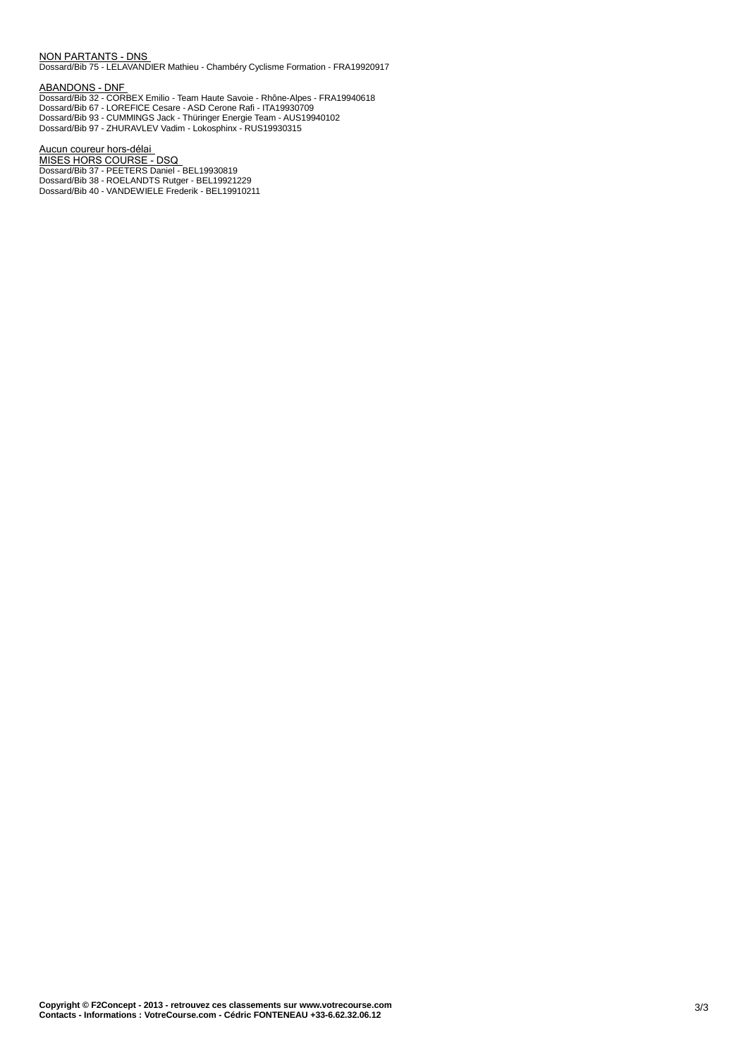NON PARTANTS - DNS

Dossard/Bib 75 - LELAVANDIER Mathieu - Chambéry Cyclisme Formation - FRA19920917

ABANDONS - DNF

Dossard/Bib 32 - CORBEX Emilio - Team Haute Savoie - Rhône-Alpes - FRA19940618
Dossard/Bib 67 - LOREFICE Cesare - ASD Cerone Rafi - ITA19930709
Dossard/Bib 93 - CUMMINGS Jack - Thüringer Energie Team - AUS19940102
Dossard/Bib 97 - ZHURAVLEV Vadim - Lokosphinx - RUS19930315

Aucun coureur hors-délai

MISES HORS COURSE - DSQ

Dossard/Bib 37 - PEETERS Daniel - BEL19930819
Dossard/Bib 38 - ROELANDTS Rutger - BEL19921229
Dossard/Bib 40 - VANDEWIELE Frederik - BEL19910211

**Copyright © F2Concept - 2013 - retrouvez ces classements sur www.votrecourse.com**
**Contacts - Informations : VotreCourse.com - Cédric FONTENEAU +33-6.62.32.06.12**